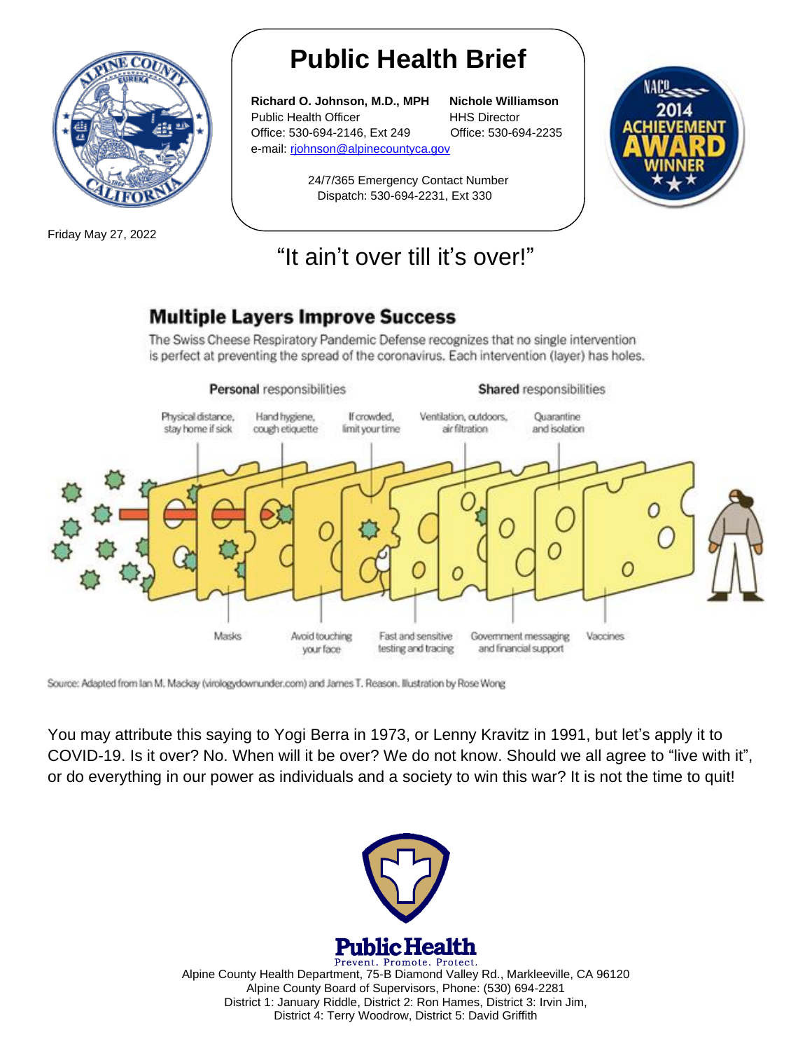# Public Health Brief

**Richard O. Johnson, M.D., MPH**
Public Health Officer
Office: 530-694-2146, Ext 249
e-mail: rjohnson@alpinecountyca.gov

**Nichole Williamson**
HHS Director
Office: 530-694-2235

24/7/365 Emergency Contact Number
Dispatch: 530-694-2231, Ext 330

Friday May 27, 2022

## "It ain't over till it's over!"

### Multiple Layers Improve Success

The Swiss Cheese Respiratory Pandemic Defense recognizes that no single intervention is perfect at preventing the spread of the coronavirus. Each intervention (layer) has holes.

**Personal** responsibilities

**Shared** responsibilities

Physical distance, stay home if sick

Hand hygiene, cough etiquette

If crowded, limit your time

Ventilation, outdoors, air filtration

Quarantine and isolation

Masks

Avoid touching your face

Fast and sensitive testing and tracing

Government messaging and financial support

Vaccines

Source: Adapted from Ian M. Mackay (virologydownunder.com) and James T. Reason. Illustration by Rose Wong

You may attribute this saying to Yogi Berra in 1973, or Lenny Kravitz in 1991, but let's apply it to COVID-19. Is it over? No. When will it be over? We do not know. Should we all agree to "live with it", or do everything in our power as individuals and a society to win this war? It is not the time to quit!

**Public Health**
Prevent. Promote. Protect.

Alpine County Health Department, 75-B Diamond Valley Rd., Markleeville, CA 96120
Alpine County Board of Supervisors, Phone: (530) 694-2281
District 1: January Riddle, District 2: Ron Hames, District 3: Irvin Jim,
District 4: Terry Woodrow, District 5: David Griffith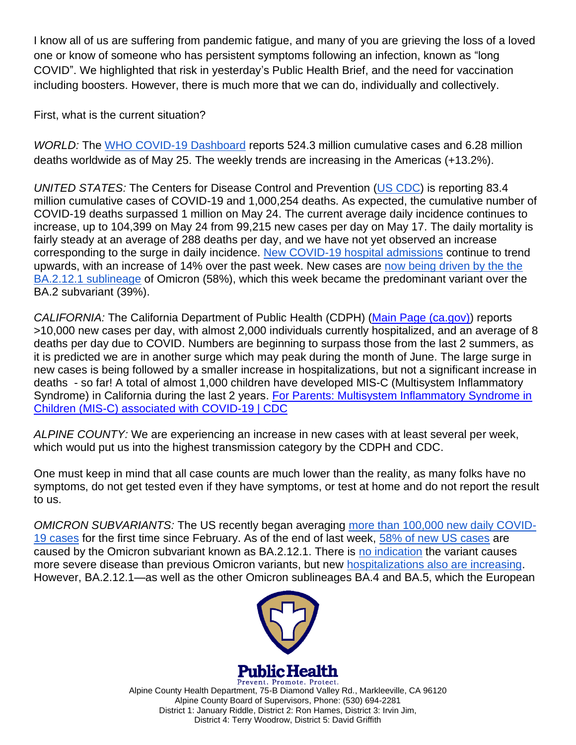I know all of us are suffering from pandemic fatigue, and many of you are grieving the loss of a loved one or know of someone who has persistent symptoms following an infection, known as "long COVID". We highlighted that risk in yesterday's Public Health Brief, and the need for vaccination including boosters. However, there is much more that we can do, individually and collectively.

First, what is the current situation?

*WORLD:* The WHO COVID-19 Dashboard reports 524.3 million cumulative cases and 6.28 million deaths worldwide as of May 25. The weekly trends are increasing in the Americas (+13.2%).

*UNITED STATES:* The Centers for Disease Control and Prevention (US CDC) is reporting 83.4 million cumulative cases of COVID-19 and 1,000,254 deaths. As expected, the cumulative number of COVID-19 deaths surpassed 1 million on May 24. The current average daily incidence continues to increase, up to 104,399 on May 24 from 99,215 new cases per day on May 17. The daily mortality is fairly steady at an average of 288 deaths per day, and we have not yet observed an increase corresponding to the surge in daily incidence. New COVID-19 hospital admissions continue to trend upwards, with an increase of 14% over the past week. New cases are now being driven by the the BA.2.12.1 sublineage of Omicron (58%), which this week became the predominant variant over the BA.2 subvariant (39%).

*CALIFORNIA:* The California Department of Public Health (CDPH) (Main Page (ca.gov)) reports >10,000 new cases per day, with almost 2,000 individuals currently hospitalized, and an average of 8 deaths per day due to COVID. Numbers are beginning to surpass those from the last 2 summers, as it is predicted we are in another surge which may peak during the month of June. The large surge in new cases is being followed by a smaller increase in hospitalizations, but not a significant increase in deaths - so far! A total of almost 1,000 children have developed MIS-C (Multisystem Inflammatory Syndrome) in California during the last 2 years. For Parents: Multisystem Inflammatory Syndrome in Children (MIS-C) associated with COVID-19 | CDC

*ALPINE COUNTY:* We are experiencing an increase in new cases with at least several per week, which would put us into the highest transmission category by the CDPH and CDC.

One must keep in mind that all case counts are much lower than the reality, as many folks have no symptoms, do not get tested even if they have symptoms, or test at home and do not report the result to us.

*OMICRON SUBVARIANTS:* The US recently began averaging more than 100,000 new daily COVID-19 cases for the first time since February. As of the end of last week, 58% of new US cases are caused by the Omicron subvariant known as BA.2.12.1. There is no indication the variant causes more severe disease than previous Omicron variants, but new hospitalizations also are increasing. However, BA.2.12.1—as well as the other Omicron sublineages BA.4 and BA.5, which the European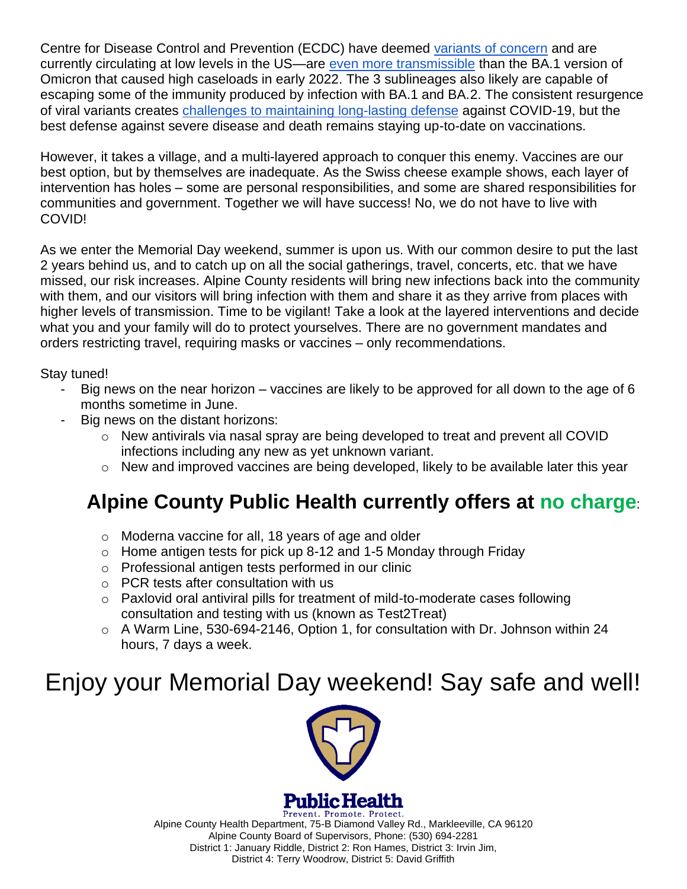Centre for Disease Control and Prevention (ECDC) have deemed variants of concern and are currently circulating at low levels in the US—are even more transmissible than the BA.1 version of Omicron that caused high caseloads in early 2022. The 3 sublineages also likely are capable of escaping some of the immunity produced by infection with BA.1 and BA.2. The consistent resurgence of viral variants creates challenges to maintaining long-lasting defense against COVID-19, but the best defense against severe disease and death remains staying up-to-date on vaccinations.

However, it takes a village, and a multi-layered approach to conquer this enemy. Vaccines are our best option, but by themselves are inadequate. As the Swiss cheese example shows, each layer of intervention has holes – some are personal responsibilities, and some are shared responsibilities for communities and government. Together we will have success! No, we do not have to live with COVID!

As we enter the Memorial Day weekend, summer is upon us. With our common desire to put the last 2 years behind us, and to catch up on all the social gatherings, travel, concerts, etc. that we have missed, our risk increases. Alpine County residents will bring new infections back into the community with them, and our visitors will bring infection with them and share it as they arrive from places with higher levels of transmission. Time to be vigilant! Take a look at the layered interventions and decide what you and your family will do to protect yourselves. There are no government mandates and orders restricting travel, requiring masks or vaccines – only recommendations.

Stay tuned!

- Big news on the near horizon – vaccines are likely to be approved for all down to the age of 6 months sometime in June.
- Big news on the distant horizons:
  - New antivirals via nasal spray are being developed to treat and prevent all COVID infections including any new as yet unknown variant.
  - New and improved vaccines are being developed, likely to be available later this year

## Alpine County Public Health currently offers at no charge:

- Moderna vaccine for all, 18 years of age and older
- Home antigen tests for pick up 8-12 and 1-5 Monday through Friday
- Professional antigen tests performed in our clinic
- PCR tests after consultation with us
- Paxlovid oral antiviral pills for treatment of mild-to-moderate cases following consultation and testing with us (known as Test2Treat)
- A Warm Line, 530-694-2146, Option 1, for consultation with Dr. Johnson within 24 hours, 7 days a week.

# Enjoy your Memorial Day weekend! Say safe and well!

Public Health
Prevent. Promote. Protect.

Alpine County Health Department, 75-B Diamond Valley Rd., Markleeville, CA 96120
Alpine County Board of Supervisors, Phone: (530) 694-2281
District 1: January Riddle, District 2: Ron Hames, District 3: Irvin Jim,
District 4: Terry Woodrow, District 5: David Griffith